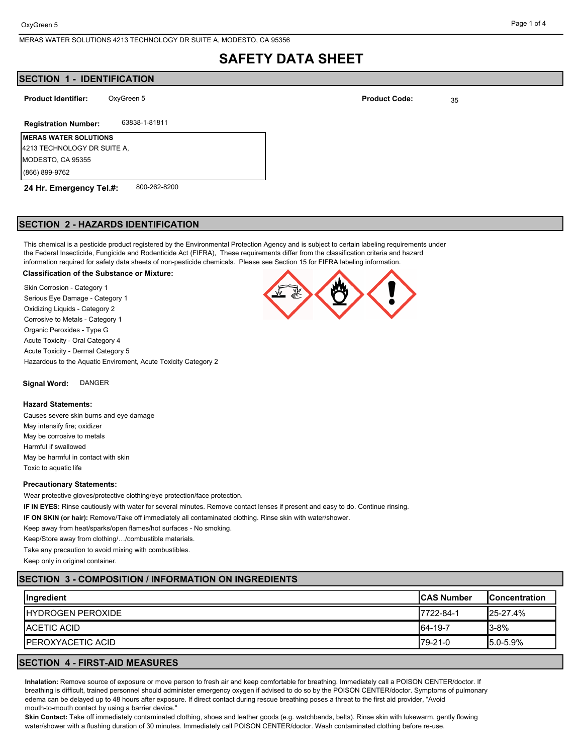MERAS WATER SOLUTIONS 4213 TECHNOLOGY DR SUITE A, MODESTO, CA 95356

# SAFETY DATA SHEET

## SECTION 1 - IDENTIFICATION

**Product Identifier:** OxyGreen 5

**Product Code:** 35

**Registration Number:** 63838-1-81811

**MERAS WATER SOLUTIONS**
4213 TECHNOLOGY DR SUITE A,
MODESTO, CA 95355
(866) 899-9762

**24 Hr. Emergency Tel.#:** 800-262-8200

## SECTION 2 - HAZARDS IDENTIFICATION

This chemical is a pesticide product registered by the Environmental Protection Agency and is subject to certain labeling requirements under the Federal Insecticide, Fungicide and Rodenticide Act (FIFRA), These requirements differ from the classification criteria and hazard information required for safety data sheets of non-pesticide chemicals. Please see Section 15 for FIFRA labeling information.

**Classification of the Substance or Mixture:**

Skin Corrosion - Category 1
Serious Eye Damage - Category 1
Oxidizing Liquids - Category 2
Corrosive to Metals - Category 1
Organic Peroxides - Type G
Acute Toxicity - Oral Category 4
Acute Toxicity - Dermal Category 5
Hazardous to the Aquatic Enviroment, Acute Toxicity Category 2

**Signal Word:** DANGER

**Hazard Statements:**

Causes severe skin burns and eye damage
May intensify fire; oxidizer
May be corrosive to metals
Harmful if swallowed
May be harmful in contact with skin
Toxic to aquatic life

**Precautionary Statements:**

Wear protective gloves/protective clothing/eye protection/face protection.
**IF IN EYES:** Rinse cautiously with water for several minutes. Remove contact lenses if present and easy to do. Continue rinsing.
**IF ON SKIN (or hair):** Remove/Take off immediately all contaminated clothing. Rinse skin with water/shower.
Keep away from heat/sparks/open flames/hot surfaces - No smoking.
Keep/Store away from clothing/…/combustible materials.
Take any precaution to avoid mixing with combustibles.
Keep only in original container.

## SECTION 3 - COMPOSITION / INFORMATION ON INGREDIENTS

| Ingredient | CAS Number | Concentration |
|---|---|---|
| HYDROGEN PEROXIDE | 7722-84-1 | 25-27.4% |
| ACETIC ACID | 64-19-7 | 3-8% |
| PEROXYACETIC ACID | 79-21-0 | 5.0-5.9% |

## SECTION 4 - FIRST-AID MEASURES

**Inhalation:** Remove source of exposure or move person to fresh air and keep comfortable for breathing. Immediately call a POISON CENTER/doctor. If breathing is difficult, trained personnel should administer emergency oxygen if advised to do so by the POISON CENTER/doctor. Symptoms of pulmonary edema can be delayed up to 48 hours after exposure. If direct contact during rescue breathing poses a threat to the first aid provider, "Avoid mouth-to-mouth contact by using a barrier device."

**Skin Contact:** Take off immediately contaminated clothing, shoes and leather goods (e.g. watchbands, belts). Rinse skin with lukewarm, gently flowing water/shower with a flushing duration of 30 minutes. Immediately call POISON CENTER/doctor. Wash contaminated clothing before re-use.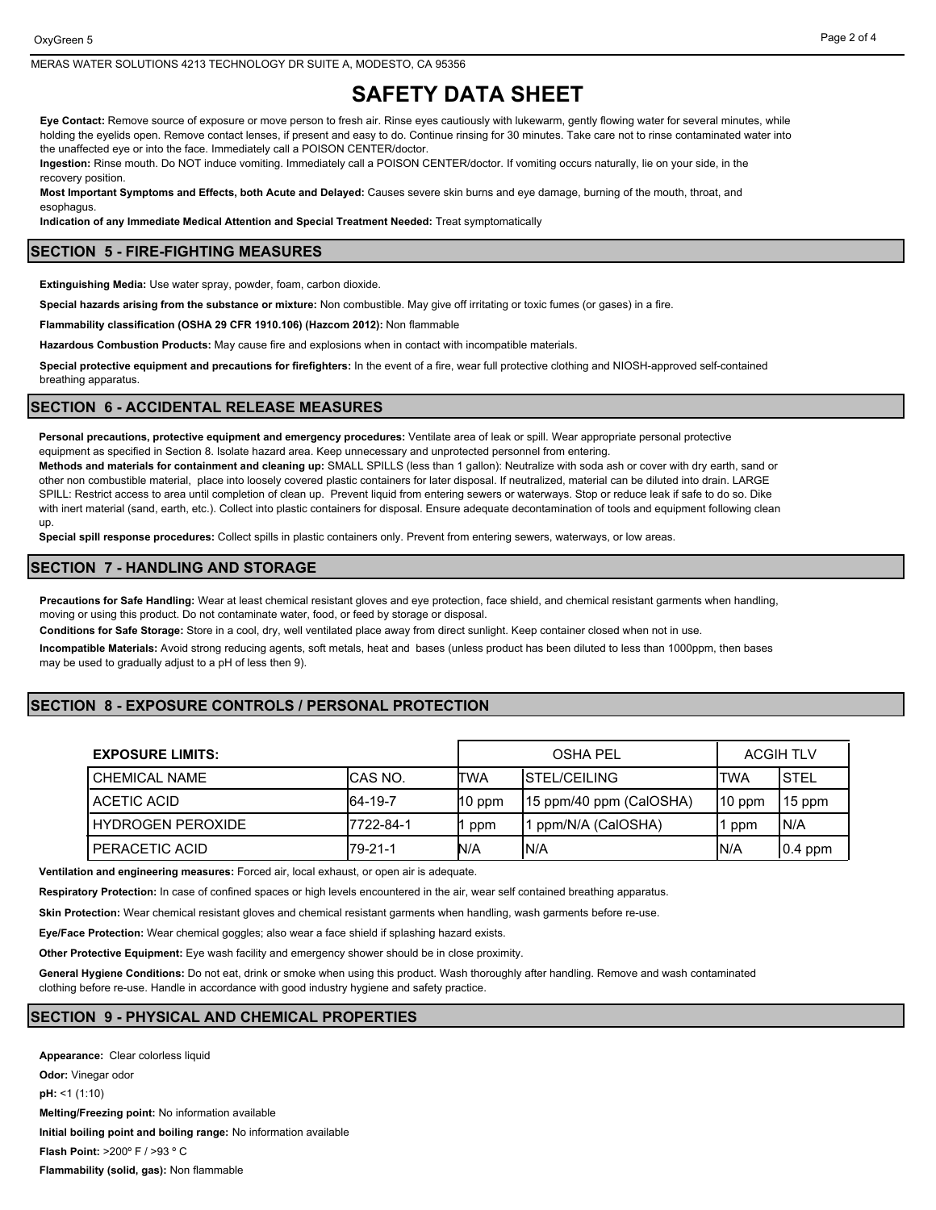# SAFETY DATA SHEET

**Eye Contact:** Remove source of exposure or move person to fresh air. Rinse eyes cautiously with lukewarm, gently flowing water for several minutes, while holding the eyelids open. Remove contact lenses, if present and easy to do. Continue rinsing for 30 minutes. Take care not to rinse contaminated water into the unaffected eye or into the face. Immediately call a POISON CENTER/doctor.

**Ingestion:** Rinse mouth. Do NOT induce vomiting. Immediately call a POISON CENTER/doctor. If vomiting occurs naturally, lie on your side, in the recovery position.

**Most Important Symptoms and Effects, both Acute and Delayed:** Causes severe skin burns and eye damage, burning of the mouth, throat, and esophagus.

**Indication of any Immediate Medical Attention and Special Treatment Needed:** Treat symptomatically

## SECTION 5 - FIRE-FIGHTING MEASURES

**Extinguishing Media:** Use water spray, powder, foam, carbon dioxide.

**Special hazards arising from the substance or mixture:** Non combustible. May give off irritating or toxic fumes (or gases) in a fire.

**Flammability classification (OSHA 29 CFR 1910.106) (Hazcom 2012):** Non flammable

**Hazardous Combustion Products:** May cause fire and explosions when in contact with incompatible materials.

**Special protective equipment and precautions for firefighters:** In the event of a fire, wear full protective clothing and NIOSH-approved self-contained breathing apparatus.

## SECTION 6 - ACCIDENTAL RELEASE MEASURES

**Personal precautions, protective equipment and emergency procedures:** Ventilate area of leak or spill. Wear appropriate personal protective equipment as specified in Section 8. Isolate hazard area. Keep unnecessary and unprotected personnel from entering.

**Methods and materials for containment and cleaning up:** SMALL SPILLS (less than 1 gallon): Neutralize with soda ash or cover with dry earth, sand or other non combustible material, place into loosely covered plastic containers for later disposal. If neutralized, material can be diluted into drain. LARGE SPILL: Restrict access to area until completion of clean up. Prevent liquid from entering sewers or waterways. Stop or reduce leak if safe to do so. Dike with inert material (sand, earth, etc.). Collect into plastic containers for disposal. Ensure adequate decontamination of tools and equipment following clean up.

**Special spill response procedures:** Collect spills in plastic containers only. Prevent from entering sewers, waterways, or low areas.

## SECTION 7 - HANDLING AND STORAGE

**Precautions for Safe Handling:** Wear at least chemical resistant gloves and eye protection, face shield, and chemical resistant garments when handling, moving or using this product. Do not contaminate water, food, or feed by storage or disposal.

**Conditions for Safe Storage:** Store in a cool, dry, well ventilated place away from direct sunlight. Keep container closed when not in use.

**Incompatible Materials:** Avoid strong reducing agents, soft metals, heat and bases (unless product has been diluted to less than 1000ppm, then bases may be used to gradually adjust to a pH of less then 9).

## SECTION 8 - EXPOSURE CONTROLS / PERSONAL PROTECTION

| **EXPOSURE LIMITS:** | | OSHA PEL | | ACGIH TLV | |
|---|---|---|---|---|---|
| CHEMICAL NAME | CAS NO. | TWA | STEL/CEILING | TWA | STEL |
| ACETIC ACID | 64-19-7 | 10 ppm | 15 ppm/40 ppm (CalOSHA) | 10 ppm | 15 ppm |
| HYDROGEN PEROXIDE | 7722-84-1 | 1 ppm | 1 ppm/N/A (CalOSHA) | 1 ppm | N/A |
| PERACETIC ACID | 79-21-1 | N/A | N/A | N/A | 0.4 ppm |

**Ventilation and engineering measures:** Forced air, local exhaust, or open air is adequate.

**Respiratory Protection:** In case of confined spaces or high levels encountered in the air, wear self contained breathing apparatus.

**Skin Protection:** Wear chemical resistant gloves and chemical resistant garments when handling, wash garments before re-use.

**Eye/Face Protection:** Wear chemical goggles; also wear a face shield if splashing hazard exists.

**Other Protective Equipment:** Eye wash facility and emergency shower should be in close proximity.

**General Hygiene Conditions:** Do not eat, drink or smoke when using this product. Wash thoroughly after handling. Remove and wash contaminated clothing before re-use. Handle in accordance with good industry hygiene and safety practice.

## SECTION 9 - PHYSICAL AND CHEMICAL PROPERTIES

**Appearance:** Clear colorless liquid

**Odor:** Vinegar odor

**pH:** <1 (1:10)

**Melting/Freezing point:** No information available

**Initial boiling point and boiling range:** No information available

**Flash Point:** >200º F / >93 º C

**Flammability (solid, gas):** Non flammable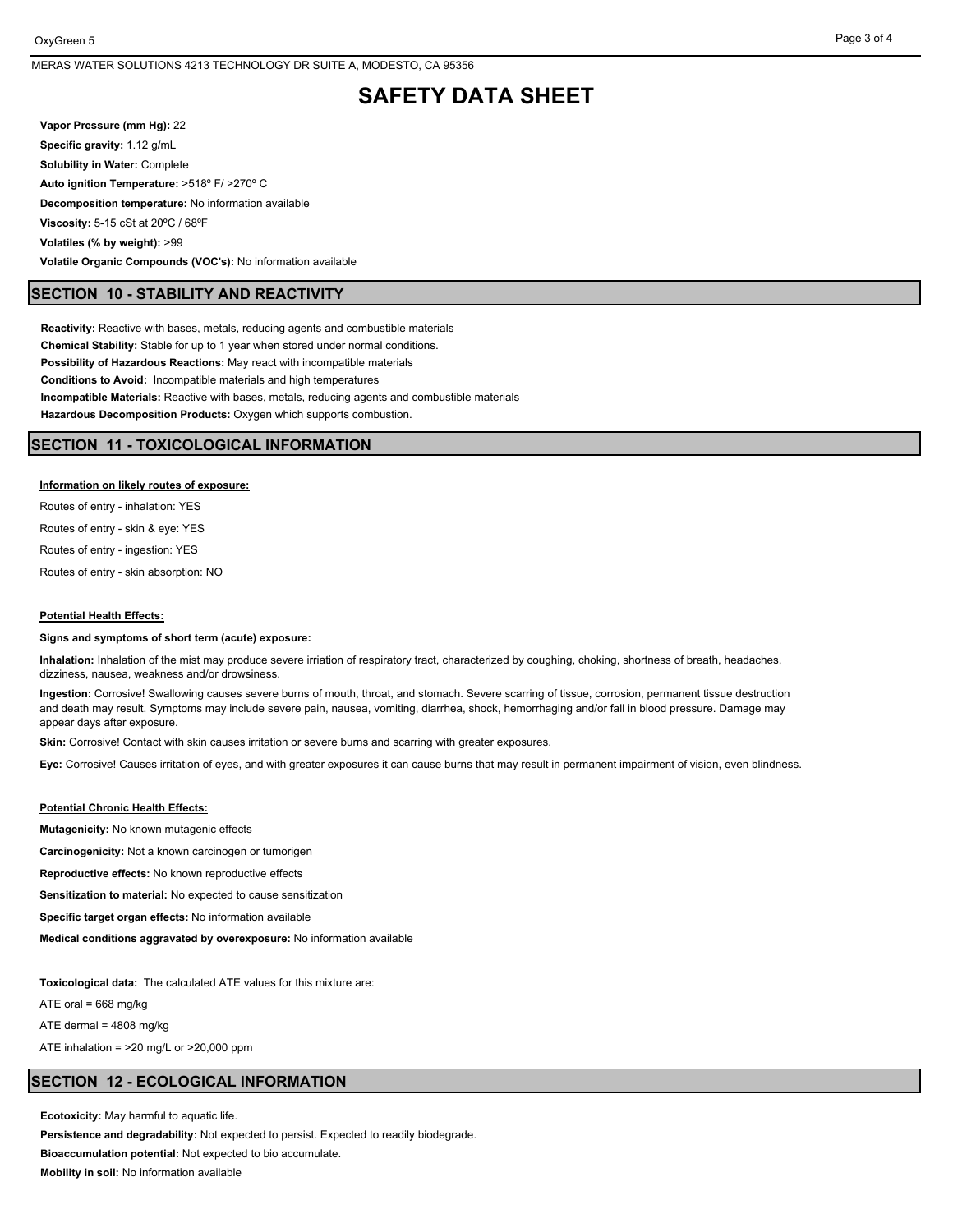**Vapor Pressure (mm Hg):** 22

**Specific gravity:** 1.12 g/mL

**Solubility in Water:** Complete

**Auto ignition Temperature:** >518º F/ >270º C

**Decomposition temperature:** No information available

**Viscosity:** 5-15 cSt at 20ºC / 68ºF

**Volatiles (% by weight):** >99

**Volatile Organic Compounds (VOC's):** No information available

## SECTION 10 - STABILITY AND REACTIVITY

**Reactivity:** Reactive with bases, metals, reducing agents and combustible materials

**Chemical Stability:** Stable for up to 1 year when stored under normal conditions.

**Possibility of Hazardous Reactions:** May react with incompatible materials

**Conditions to Avoid:** Incompatible materials and high temperatures

**Incompatible Materials:** Reactive with bases, metals, reducing agents and combustible materials

**Hazardous Decomposition Products:** Oxygen which supports combustion.

## SECTION 11 - TOXICOLOGICAL INFORMATION

**Information on likely routes of exposure:**

Routes of entry - inhalation: YES

Routes of entry - skin & eye: YES

Routes of entry - ingestion: YES

Routes of entry - skin absorption: NO

**Potential Health Effects:**

**Signs and symptoms of short term (acute) exposure:**

**Inhalation:** Inhalation of the mist may produce severe irriation of respiratory tract, characterized by coughing, choking, shortness of breath, headaches, dizziness, nausea, weakness and/or drowsiness.

**Ingestion:** Corrosive! Swallowing causes severe burns of mouth, throat, and stomach. Severe scarring of tissue, corrosion, permanent tissue destruction and death may result. Symptoms may include severe pain, nausea, vomiting, diarrhea, shock, hemorrhaging and/or fall in blood pressure. Damage may appear days after exposure.

**Skin:** Corrosive! Contact with skin causes irritation or severe burns and scarring with greater exposures.

**Eye:** Corrosive! Causes irritation of eyes, and with greater exposures it can cause burns that may result in permanent impairment of vision, even blindness.

**Potential Chronic Health Effects:**

**Mutagenicity:** No known mutagenic effects

**Carcinogenicity:** Not a known carcinogen or tumorigen

**Reproductive effects:** No known reproductive effects

**Sensitization to material:** No expected to cause sensitization

**Specific target organ effects:** No information available

**Medical conditions aggravated by overexposure:** No information available

**Toxicological data:** The calculated ATE values for this mixture are:

ATE oral = 668 mg/kg

ATE dermal = 4808 mg/kg

ATE inhalation = >20 mg/L or >20,000 ppm

## SECTION 12 - ECOLOGICAL INFORMATION

**Ecotoxicity:** May harmful to aquatic life.

**Persistence and degradability:** Not expected to persist. Expected to readily biodegrade.

**Bioaccumulation potential:** Not expected to bio accumulate.

**Mobility in soil:** No information available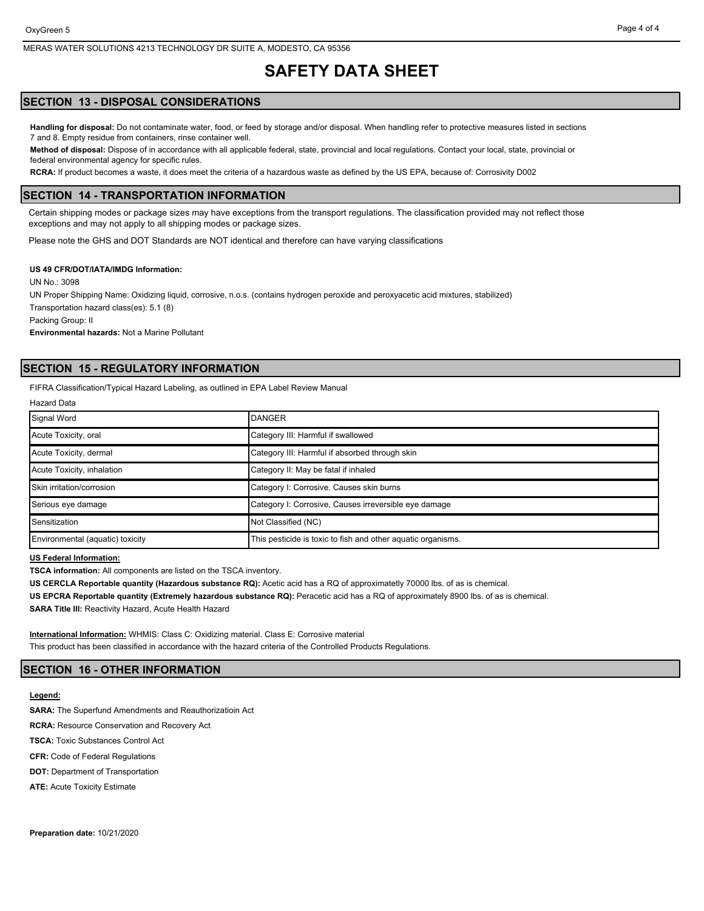MERAS WATER SOLUTIONS 4213 TECHNOLOGY DR SUITE A, MODESTO, CA 95356

# SAFETY DATA SHEET

## SECTION 13 - DISPOSAL CONSIDERATIONS

**Handling for disposal:** Do not contaminate water, food, or feed by storage and/or disposal. When handling refer to protective measures listed in sections 7 and 8. Empty residue from containers, rinse container well.

**Method of disposal:** Dispose of in accordance with all applicable federal, state, provincial and local regulations. Contact your local, state, provincial or federal environmental agency for specific rules.

**RCRA:** If product becomes a waste, it does meet the criteria of a hazardous waste as defined by the US EPA, because of: Corrosivity D002

## SECTION 14 - TRANSPORTATION INFORMATION

Certain shipping modes or package sizes may have exceptions from the transport regulations. The classification provided may not reflect those exceptions and may not apply to all shipping modes or package sizes.

Please note the GHS and DOT Standards are NOT identical and therefore can have varying classifications

**US 49 CFR/DOT/IATA/IMDG Information:**

UN No.: 3098

UN Proper Shipping Name: Oxidizing liquid, corrosive, n.o.s. (contains hydrogen peroxide and peroxyacetic acid mixtures, stabilized)

Transportation hazard class(es): 5.1 (8)

Packing Group: II

**Environmental hazards:** Not a Marine Pollutant

## SECTION 15 - REGULATORY INFORMATION

FIFRA Classification/Typical Hazard Labeling, as outlined in EPA Label Review Manual

Hazard Data

| | |
|---|---|
| Signal Word | DANGER |
| Acute Toxicity, oral | Category III: Harmful if swallowed |
| Acute Toxicity, dermal | Category III: Harmful if absorbed through skin |
| Acute Toxicity, inhalation | Category II: May be fatal if inhaled |
| Skin irritation/corrosion | Category I: Corrosive. Causes skin burns |
| Serious eye damage | Category I: Corrosive, Causes irreversible eye damage |
| Sensitization | Not Classified (NC) |
| Environmental (aquatic) toxicity | This pesticide is toxic to fish and other aquatic organisms. |

**US Federal Information:**

**TSCA information:** All components are listed on the TSCA inventory.

**US CERCLA Reportable quantity (Hazardous substance RQ):** Acetic acid has a RQ of approximatetly 70000 lbs. of as is chemical.

**US EPCRA Reportable quantity (Extremely hazardous substance RQ):** Peracetic acid has a RQ of approximately 8900 lbs. of as is chemical.

**SARA Title III:** Reactivity Hazard, Acute Health Hazard

**International Information:** WHMIS: Class C: Oxidizing material. Class E: Corrosive material

This product has been classified in accordance with the hazard criteria of the Controlled Products Regulations.

## SECTION 16 - OTHER INFORMATION

**Legend:**

**SARA:** The Superfund Amendments and Reauthorizatioin Act

**RCRA:** Resource Conservation and Recovery Act

**TSCA:** Toxic Substances Control Act

**CFR:** Code of Federal Regulations

**DOT:** Department of Transportation

**ATE:** Acute Toxicity Estimate

**Preparation date:** 10/21/2020